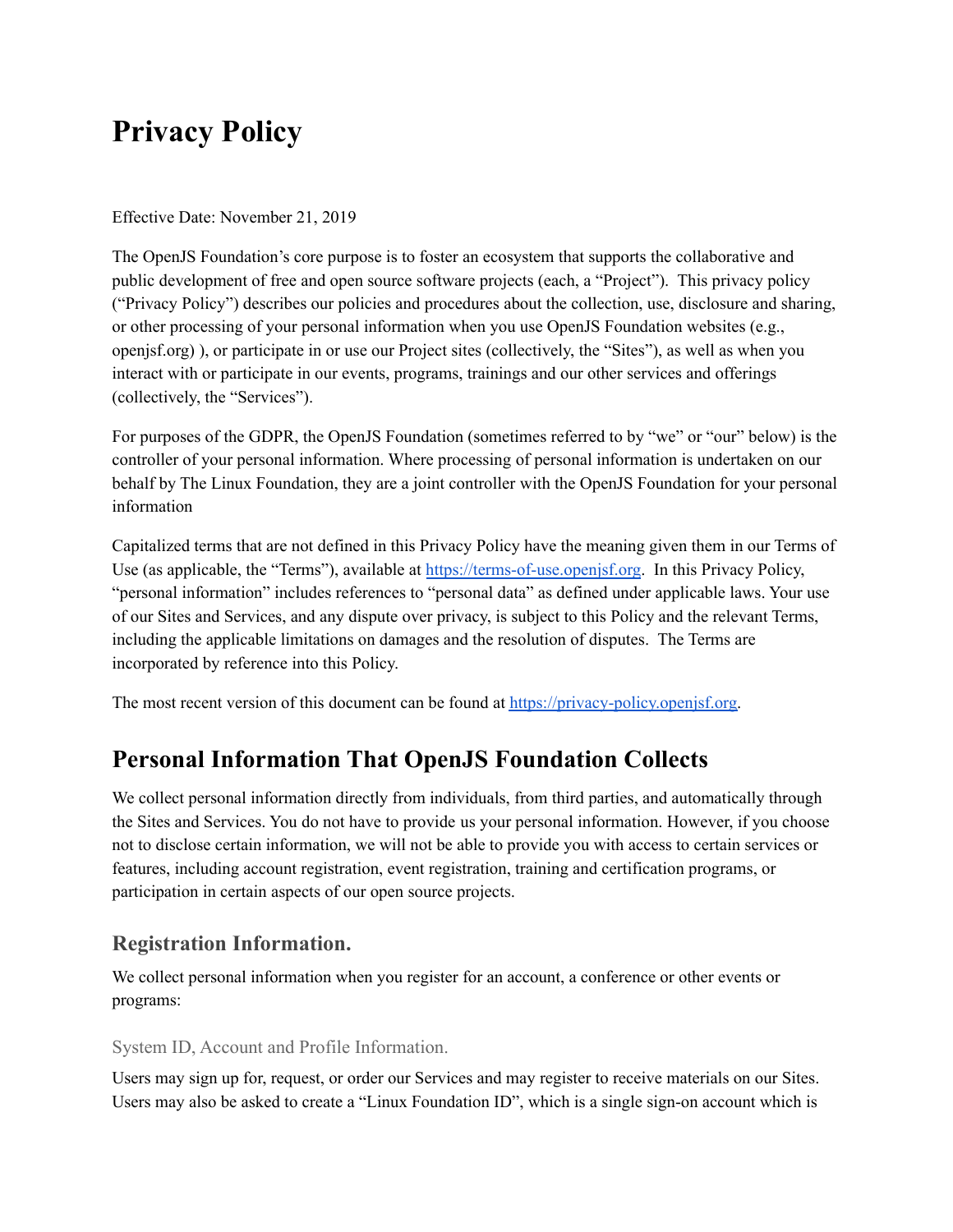# Privacy Policy

Effective Date: November 21, 2019

The OpenJS Foundation's core purpose is to foster an ecosystem that supports the collaborative and public development of free and open source software projects (each, a "Project"). This privacy policy ("Privacy Policy") describes our policies and procedures about the collection, use, disclosure and sharing, or other processing of your personal information when you use OpenJS Foundation websites (e.g., openjsf.org) ), or participate in or use our Project sites (collectively, the "Sites"), as well as when you interact with or participate in our events, programs, trainings and our other services and offerings (collectively, the "Services").

For purposes of the GDPR, the OpenJS Foundation (sometimes referred to by "we" or "our" below) is the controller of your personal information. Where processing of personal information is undertaken on our behalf by The Linux Foundation, they are a joint controller with the OpenJS Foundation for your personal information

Capitalized terms that are not defined in this Privacy Policy have the meaning given them in our Terms of Use (as applicable, the "Terms"), available at [https://terms-of-use.openjsf.org](https://terms-of-use.openjsf.org). In this Privacy Policy, "personal information" includes references to "personal data" as defined under applicable laws. Your use of our Sites and Services, and any dispute over privacy, is subject to this Policy and the relevant Terms, including the applicable limitations on damages and the resolution of disputes. The Terms are incorporated by reference into this Policy.

The most recent version of this document can be found at [https://privacy-policy.openjsf.org](https://privacy-policy.openjsf.org).

## Personal Information That OpenJS Foundation Collects

We collect personal information directly from individuals, from third parties, and automatically through the Sites and Services. You do not have to provide us your personal information. However, if you choose not to disclose certain information, we will not be able to provide you with access to certain services or features, including account registration, event registration, training and certification programs, or participation in certain aspects of our open source projects.

### Registration Information.

We collect personal information when you register for an account, a conference or other events or programs:

#### System ID, Account and Profile Information.

Users may sign up for, request, or order our Services and may register to receive materials on our Sites. Users may also be asked to create a "Linux Foundation ID", which is a single sign-on account which is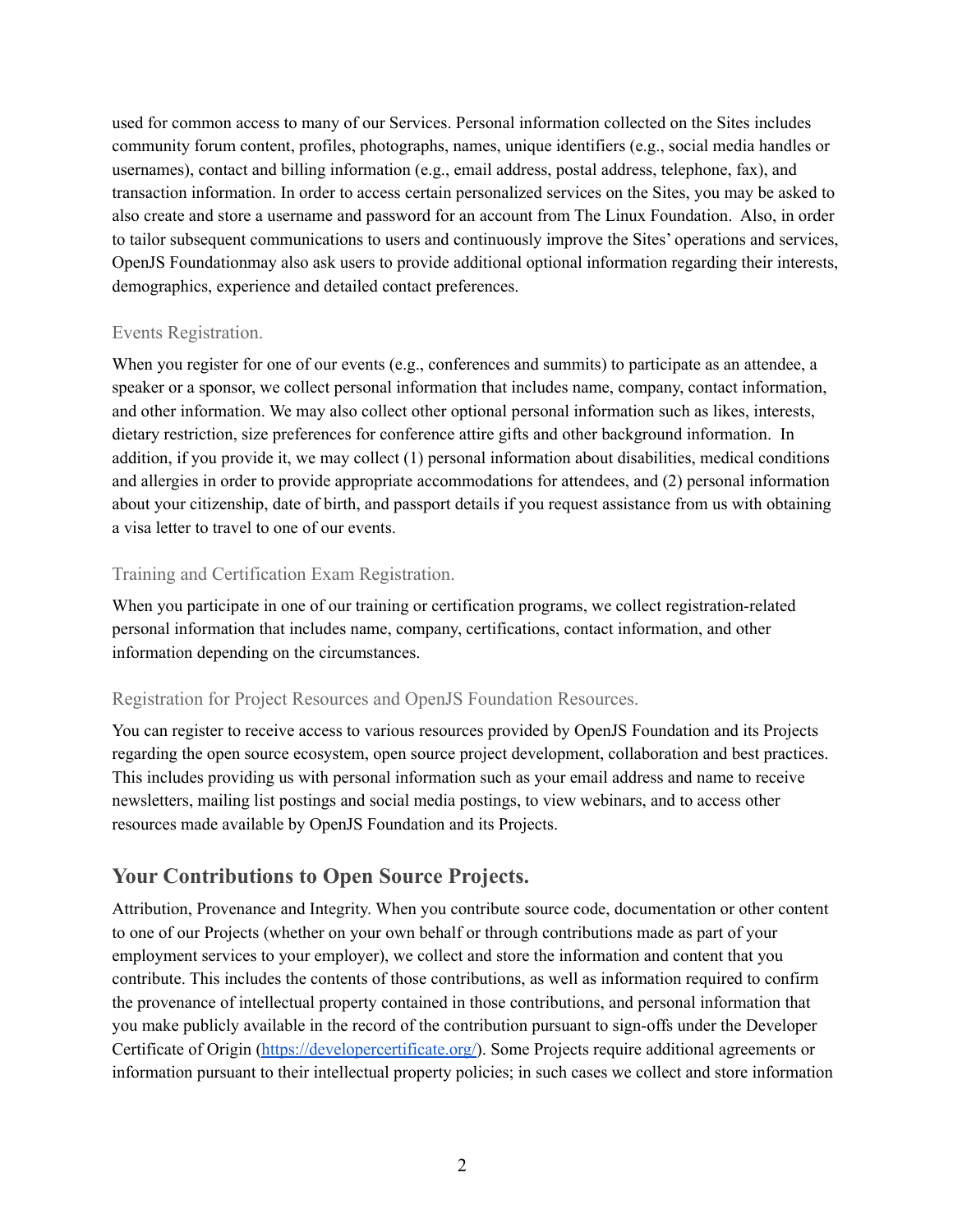used for common access to many of our Services. Personal information collected on the Sites includes community forum content, profiles, photographs, names, unique identifiers (e.g., social media handles or usernames), contact and billing information (e.g., email address, postal address, telephone, fax), and transaction information. In order to access certain personalized services on the Sites, you may be asked to also create and store a username and password for an account from The Linux Foundation. Also, in order to tailor subsequent communications to users and continuously improve the Sites' operations and services, OpenJS Foundationmay also ask users to provide additional optional information regarding their interests, demographics, experience and detailed contact preferences.

### Events Registration.

When you register for one of our events (e.g., conferences and summits) to participate as an attendee, a speaker or a sponsor, we collect personal information that includes name, company, contact information, and other information. We may also collect other optional personal information such as likes, interests, dietary restriction, size preferences for conference attire gifts and other background information. In addition, if you provide it, we may collect (1) personal information about disabilities, medical conditions and allergies in order to provide appropriate accommodations for attendees, and (2) personal information about your citizenship, date of birth, and passport details if you request assistance from us with obtaining a visa letter to travel to one of our events.

### Training and Certification Exam Registration.

When you participate in one of our training or certification programs, we collect registration-related personal information that includes name, company, certifications, contact information, and other information depending on the circumstances.

### Registration for Project Resources and OpenJS Foundation Resources.

You can register to receive access to various resources provided by OpenJS Foundation and its Projects regarding the open source ecosystem, open source project development, collaboration and best practices. This includes providing us with personal information such as your email address and name to receive newsletters, mailing list postings and social media postings, to view webinars, and to access other resources made available by OpenJS Foundation and its Projects.

## Your Contributions to Open Source Projects.

Attribution, Provenance and Integrity. When you contribute source code, documentation or other content to one of our Projects (whether on your own behalf or through contributions made as part of your employment services to your employer), we collect and store the information and content that you contribute. This includes the contents of those contributions, as well as information required to confirm the provenance of intellectual property contained in those contributions, and personal information that you make publicly available in the record of the contribution pursuant to sign-offs under the Developer Certificate of Origin ([https://developercertificate.org/](https://developercertificate.org/)). Some Projects require additional agreements or information pursuant to their intellectual property policies; in such cases we collect and store information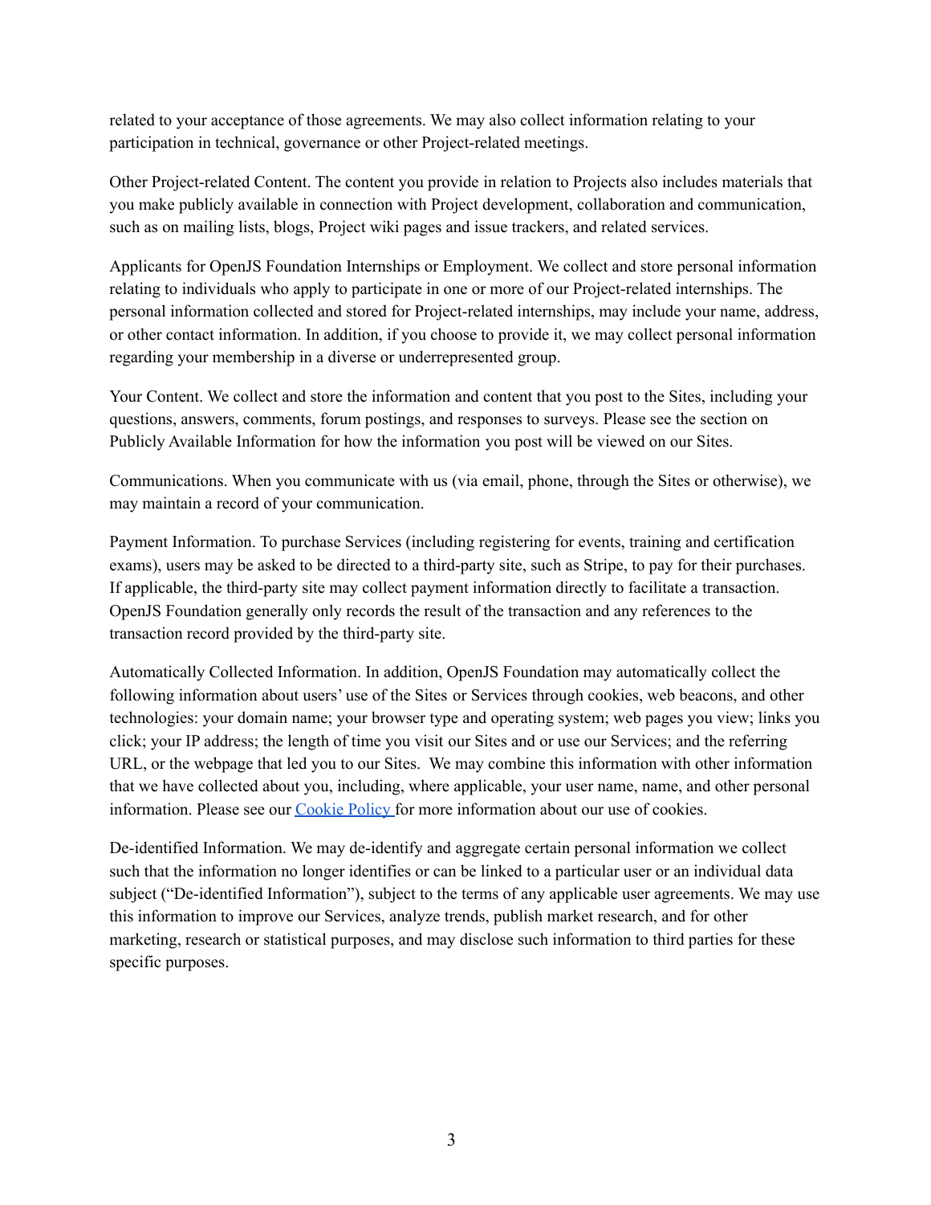related to your acceptance of those agreements. We may also collect information relating to your participation in technical, governance or other Project-related meetings.

Other Project-related Content. The content you provide in relation to Projects also includes materials that you make publicly available in connection with Project development, collaboration and communication, such as on mailing lists, blogs, Project wiki pages and issue trackers, and related services.

Applicants for OpenJS Foundation Internships or Employment. We collect and store personal information relating to individuals who apply to participate in one or more of our Project-related internships. The personal information collected and stored for Project-related internships, may include your name, address, or other contact information. In addition, if you choose to provide it, we may collect personal information regarding your membership in a diverse or underrepresented group.

Your Content. We collect and store the information and content that you post to the Sites, including your questions, answers, comments, forum postings, and responses to surveys. Please see the section on Publicly Available Information for how the information you post will be viewed on our Sites.

Communications. When you communicate with us (via email, phone, through the Sites or otherwise), we may maintain a record of your communication.

Payment Information. To purchase Services (including registering for events, training and certification exams), users may be asked to be directed to a third-party site, such as Stripe, to pay for their purchases. If applicable, the third-party site may collect payment information directly to facilitate a transaction. OpenJS Foundation generally only records the result of the transaction and any references to the transaction record provided by the third-party site.

Automatically Collected Information. In addition, OpenJS Foundation may automatically collect the following information about users' use of the Sites or Services through cookies, web beacons, and other technologies: your domain name; your browser type and operating system; web pages you view; links you click; your IP address; the length of time you visit our Sites and or use our Services; and the referring URL, or the webpage that led you to our Sites. We may combine this information with other information that we have collected about you, including, where applicable, your user name, name, and other personal information. Please see our [Cookie Policy](#) for more information about our use of cookies.

De-identified Information. We may de-identify and aggregate certain personal information we collect such that the information no longer identifies or can be linked to a particular user or an individual data subject ("De-identified Information"), subject to the terms of any applicable user agreements. We may use this information to improve our Services, analyze trends, publish market research, and for other marketing, research or statistical purposes, and may disclose such information to third parties for these specific purposes.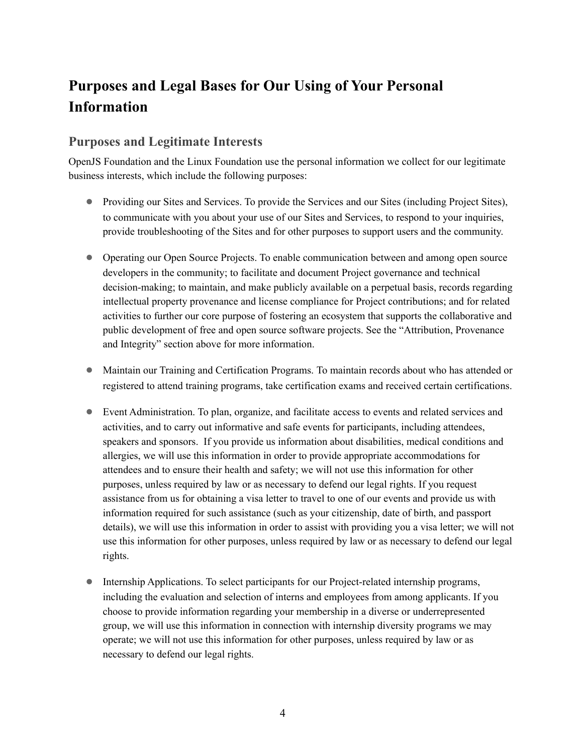## Purposes and Legal Bases for Our Using of Your Personal Information

### Purposes and Legitimate Interests

OpenJS Foundation and the Linux Foundation use the personal information we collect for our legitimate business interests, which include the following purposes:

- Providing our Sites and Services. To provide the Services and our Sites (including Project Sites), to communicate with you about your use of our Sites and Services, to respond to your inquiries, provide troubleshooting of the Sites and for other purposes to support users and the community.

- Operating our Open Source Projects. To enable communication between and among open source developers in the community; to facilitate and document Project governance and technical decision-making; to maintain, and make publicly available on a perpetual basis, records regarding intellectual property provenance and license compliance for Project contributions; and for related activities to further our core purpose of fostering an ecosystem that supports the collaborative and public development of free and open source software projects. See the "Attribution, Provenance and Integrity" section above for more information.

- Maintain our Training and Certification Programs. To maintain records about who has attended or registered to attend training programs, take certification exams and received certain certifications.

- Event Administration. To plan, organize, and facilitate access to events and related services and activities, and to carry out informative and safe events for participants, including attendees, speakers and sponsors. If you provide us information about disabilities, medical conditions and allergies, we will use this information in order to provide appropriate accommodations for attendees and to ensure their health and safety; we will not use this information for other purposes, unless required by law or as necessary to defend our legal rights. If you request assistance from us for obtaining a visa letter to travel to one of our events and provide us with information required for such assistance (such as your citizenship, date of birth, and passport details), we will use this information in order to assist with providing you a visa letter; we will not use this information for other purposes, unless required by law or as necessary to defend our legal rights.

- Internship Applications. To select participants for our Project-related internship programs, including the evaluation and selection of interns and employees from among applicants. If you choose to provide information regarding your membership in a diverse or underrepresented group, we will use this information in connection with internship diversity programs we may operate; we will not use this information for other purposes, unless required by law or as necessary to defend our legal rights.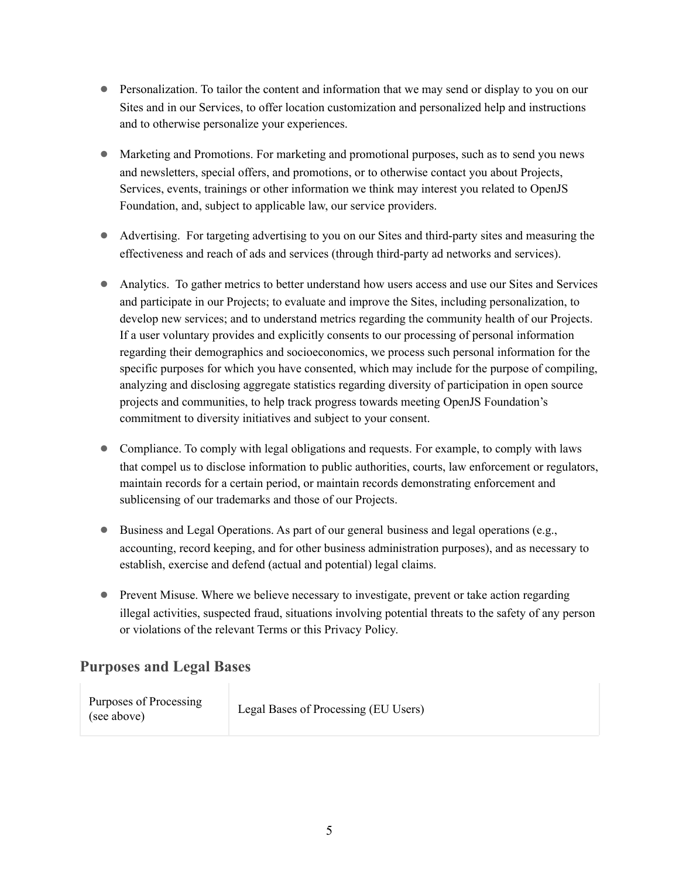- Personalization. To tailor the content and information that we may send or display to you on our Sites and in our Services, to offer location customization and personalized help and instructions and to otherwise personalize your experiences.

- Marketing and Promotions. For marketing and promotional purposes, such as to send you news and newsletters, special offers, and promotions, or to otherwise contact you about Projects, Services, events, trainings or other information we think may interest you related to OpenJS Foundation, and, subject to applicable law, our service providers.

- Advertising. For targeting advertising to you on our Sites and third-party sites and measuring the effectiveness and reach of ads and services (through third-party ad networks and services).

- Analytics. To gather metrics to better understand how users access and use our Sites and Services and participate in our Projects; to evaluate and improve the Sites, including personalization, to develop new services; and to understand metrics regarding the community health of our Projects. If a user voluntary provides and explicitly consents to our processing of personal information regarding their demographics and socioeconomics, we process such personal information for the specific purposes for which you have consented, which may include for the purpose of compiling, analyzing and disclosing aggregate statistics regarding diversity of participation in open source projects and communities, to help track progress towards meeting OpenJS Foundation's commitment to diversity initiatives and subject to your consent.

- Compliance. To comply with legal obligations and requests. For example, to comply with laws that compel us to disclose information to public authorities, courts, law enforcement or regulators, maintain records for a certain period, or maintain records demonstrating enforcement and sublicensing of our trademarks and those of our Projects.

- Business and Legal Operations. As part of our general business and legal operations (e.g., accounting, record keeping, and for other business administration purposes), and as necessary to establish, exercise and defend (actual and potential) legal claims.

- Prevent Misuse. Where we believe necessary to investigate, prevent or take action regarding illegal activities, suspected fraud, situations involving potential threats to the safety of any person or violations of the relevant Terms or this Privacy Policy.

## Purposes and Legal Bases

| Purposes of Processing (see above) | Legal Bases of Processing (EU Users) |
| --- | --- |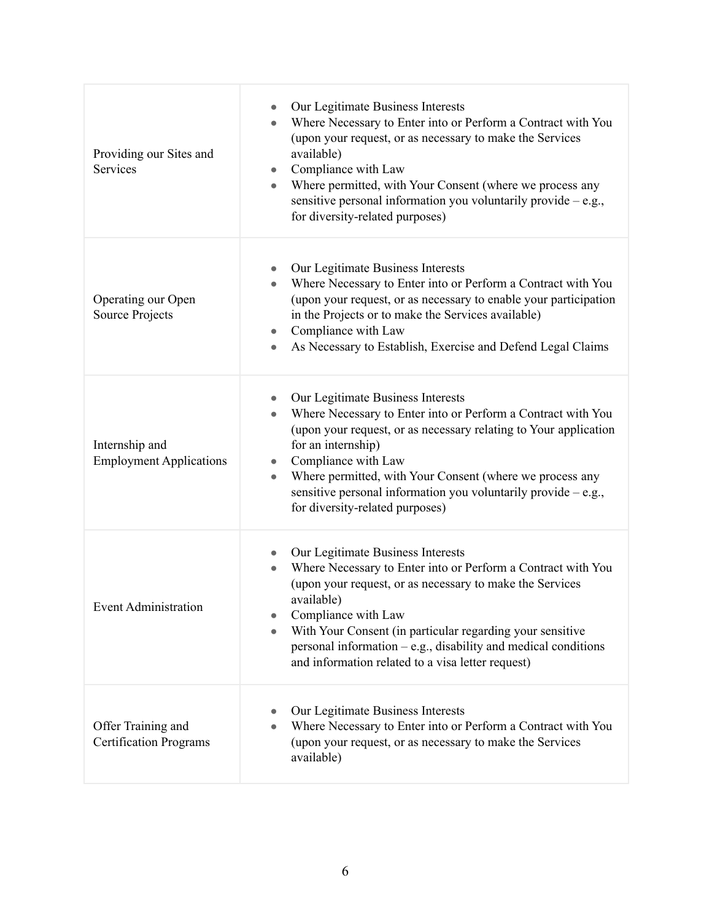| | |
|---|---|
| Providing our Sites and Services | • Our Legitimate Business Interests<br>• Where Necessary to Enter into or Perform a Contract with You (upon your request, or as necessary to make the Services available)<br>• Compliance with Law<br>• Where permitted, with Your Consent (where we process any sensitive personal information you voluntarily provide – e.g., for diversity-related purposes) |
| Operating our Open Source Projects | • Our Legitimate Business Interests<br>• Where Necessary to Enter into or Perform a Contract with You (upon your request, or as necessary to enable your participation in the Projects or to make the Services available)<br>• Compliance with Law<br>• As Necessary to Establish, Exercise and Defend Legal Claims |
| Internship and Employment Applications | • Our Legitimate Business Interests<br>• Where Necessary to Enter into or Perform a Contract with You (upon your request, or as necessary relating to Your application for an internship)<br>• Compliance with Law<br>• Where permitted, with Your Consent (where we process any sensitive personal information you voluntarily provide – e.g., for diversity-related purposes) |
| Event Administration | • Our Legitimate Business Interests<br>• Where Necessary to Enter into or Perform a Contract with You (upon your request, or as necessary to make the Services available)<br>• Compliance with Law<br>• With Your Consent (in particular regarding your sensitive personal information – e.g., disability and medical conditions and information related to a visa letter request) |
| Offer Training and Certification Programs | • Our Legitimate Business Interests<br>• Where Necessary to Enter into or Perform a Contract with You (upon your request, or as necessary to make the Services available) |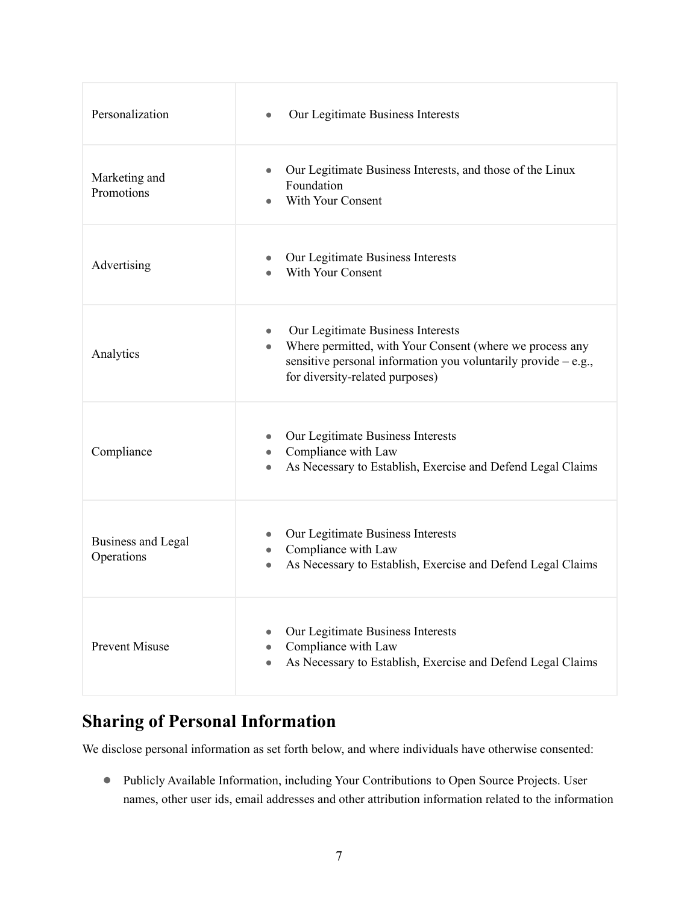| | |
|---|---|
| Personalization | • Our Legitimate Business Interests |
| Marketing and Promotions | • Our Legitimate Business Interests, and those of the Linux Foundation<br>• With Your Consent |
| Advertising | • Our Legitimate Business Interests<br>• With Your Consent |
| Analytics | • Our Legitimate Business Interests<br>• Where permitted, with Your Consent (where we process any sensitive personal information you voluntarily provide – e.g., for diversity-related purposes) |
| Compliance | • Our Legitimate Business Interests<br>• Compliance with Law<br>• As Necessary to Establish, Exercise and Defend Legal Claims |
| Business and Legal Operations | • Our Legitimate Business Interests<br>• Compliance with Law<br>• As Necessary to Establish, Exercise and Defend Legal Claims |
| Prevent Misuse | • Our Legitimate Business Interests<br>• Compliance with Law<br>• As Necessary to Establish, Exercise and Defend Legal Claims |

## Sharing of Personal Information

We disclose personal information as set forth below, and where individuals have otherwise consented:

- Publicly Available Information, including Your Contributions to Open Source Projects. User names, other user ids, email addresses and other attribution information related to the information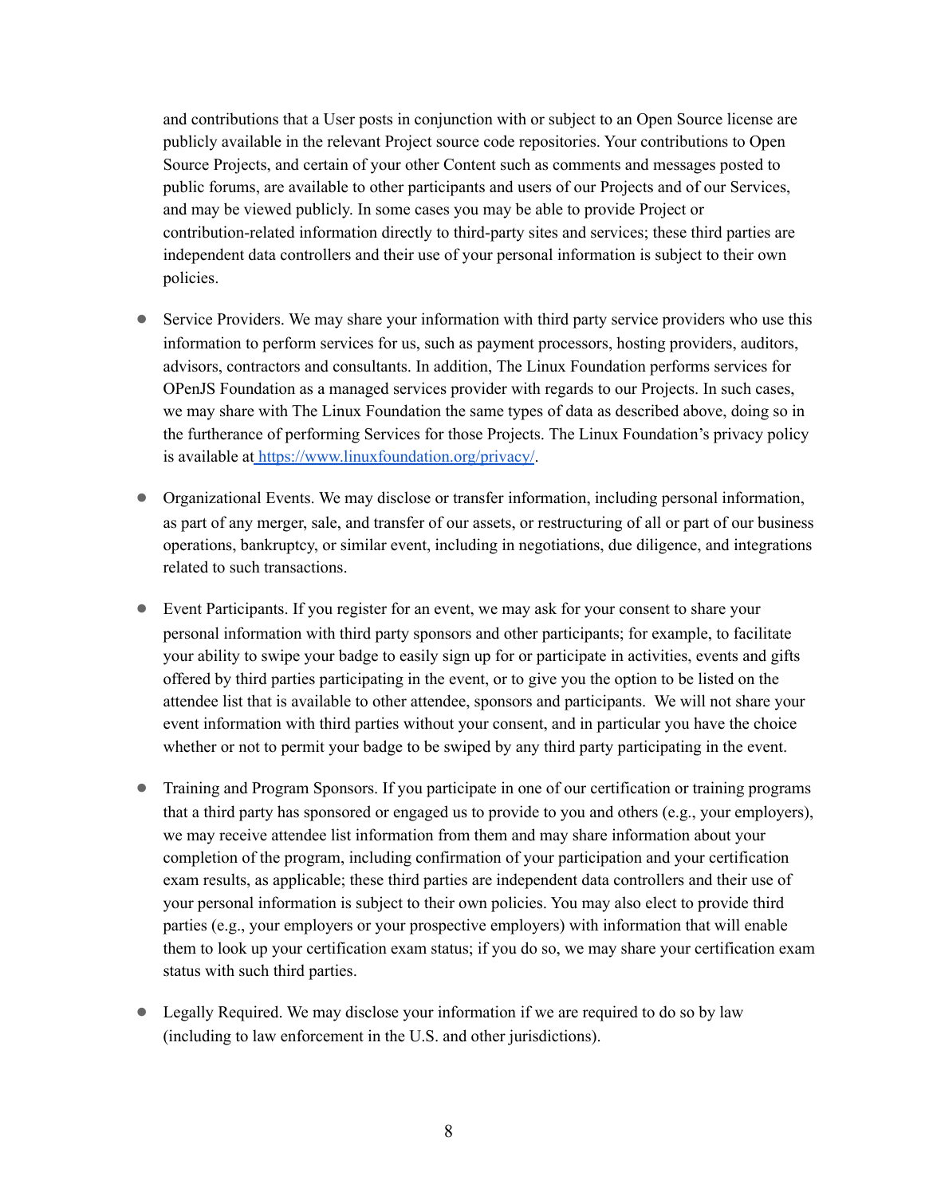and contributions that a User posts in conjunction with or subject to an Open Source license are publicly available in the relevant Project source code repositories. Your contributions to Open Source Projects, and certain of your other Content such as comments and messages posted to public forums, are available to other participants and users of our Projects and of our Services, and may be viewed publicly. In some cases you may be able to provide Project or contribution-related information directly to third-party sites and services; these third parties are independent data controllers and their use of your personal information is subject to their own policies.

- Service Providers. We may share your information with third party service providers who use this information to perform services for us, such as payment processors, hosting providers, auditors, advisors, contractors and consultants. In addition, The Linux Foundation performs services for OPenJS Foundation as a managed services provider with regards to our Projects. In such cases, we may share with The Linux Foundation the same types of data as described above, doing so in the furtherance of performing Services for those Projects. The Linux Foundation's privacy policy is available at [https://www.linuxfoundation.org/privacy/](https://www.linuxfoundation.org/privacy/).

- Organizational Events. We may disclose or transfer information, including personal information, as part of any merger, sale, and transfer of our assets, or restructuring of all or part of our business operations, bankruptcy, or similar event, including in negotiations, due diligence, and integrations related to such transactions.

- Event Participants. If you register for an event, we may ask for your consent to share your personal information with third party sponsors and other participants; for example, to facilitate your ability to swipe your badge to easily sign up for or participate in activities, events and gifts offered by third parties participating in the event, or to give you the option to be listed on the attendee list that is available to other attendee, sponsors and participants. We will not share your event information with third parties without your consent, and in particular you have the choice whether or not to permit your badge to be swiped by any third party participating in the event.

- Training and Program Sponsors. If you participate in one of our certification or training programs that a third party has sponsored or engaged us to provide to you and others (e.g., your employers), we may receive attendee list information from them and may share information about your completion of the program, including confirmation of your participation and your certification exam results, as applicable; these third parties are independent data controllers and their use of your personal information is subject to their own policies. You may also elect to provide third parties (e.g., your employers or your prospective employers) with information that will enable them to look up your certification exam status; if you do so, we may share your certification exam status with such third parties.

- Legally Required. We may disclose your information if we are required to do so by law (including to law enforcement in the U.S. and other jurisdictions).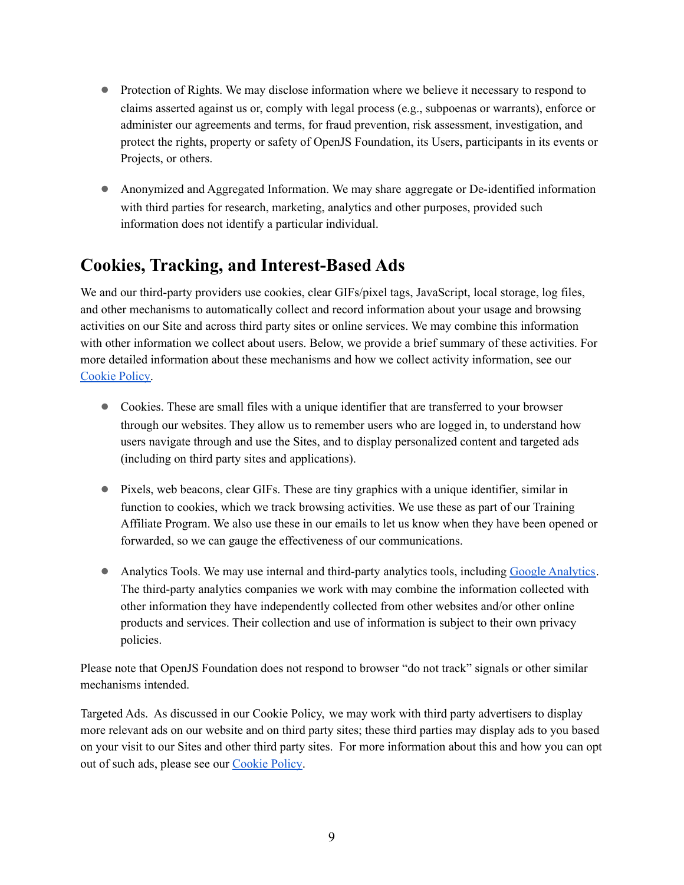- Protection of Rights. We may disclose information where we believe it necessary to respond to claims asserted against us or, comply with legal process (e.g., subpoenas or warrants), enforce or administer our agreements and terms, for fraud prevention, risk assessment, investigation, and protect the rights, property or safety of OpenJS Foundation, its Users, participants in its events or Projects, or others.

- Anonymized and Aggregated Information. We may share aggregate or De-identified information with third parties for research, marketing, analytics and other purposes, provided such information does not identify a particular individual.

## Cookies, Tracking, and Interest-Based Ads

We and our third-party providers use cookies, clear GIFs/pixel tags, JavaScript, local storage, log files, and other mechanisms to automatically collect and record information about your usage and browsing activities on our Site and across third party sites or online services. We may combine this information with other information we collect about users. Below, we provide a brief summary of these activities. For more detailed information about these mechanisms and how we collect activity information, see our [Cookie Policy](Cookie Policy).

- Cookies. These are small files with a unique identifier that are transferred to your browser through our websites. They allow us to remember users who are logged in, to understand how users navigate through and use the Sites, and to display personalized content and targeted ads (including on third party sites and applications).

- Pixels, web beacons, clear GIFs. These are tiny graphics with a unique identifier, similar in function to cookies, which we track browsing activities. We use these as part of our Training Affiliate Program. We also use these in our emails to let us know when they have been opened or forwarded, so we can gauge the effectiveness of our communications.

- Analytics Tools. We may use internal and third-party analytics tools, including [Google Analytics](Google Analytics). The third-party analytics companies we work with may combine the information collected with other information they have independently collected from other websites and/or other online products and services. Their collection and use of information is subject to their own privacy policies.

Please note that OpenJS Foundation does not respond to browser "do not track" signals or other similar mechanisms intended.

Targeted Ads. As discussed in our Cookie Policy, we may work with third party advertisers to display more relevant ads on our website and on third party sites; these third parties may display ads to you based on your visit to our Sites and other third party sites. For more information about this and how you can opt out of such ads, please see our [Cookie Policy](Cookie Policy).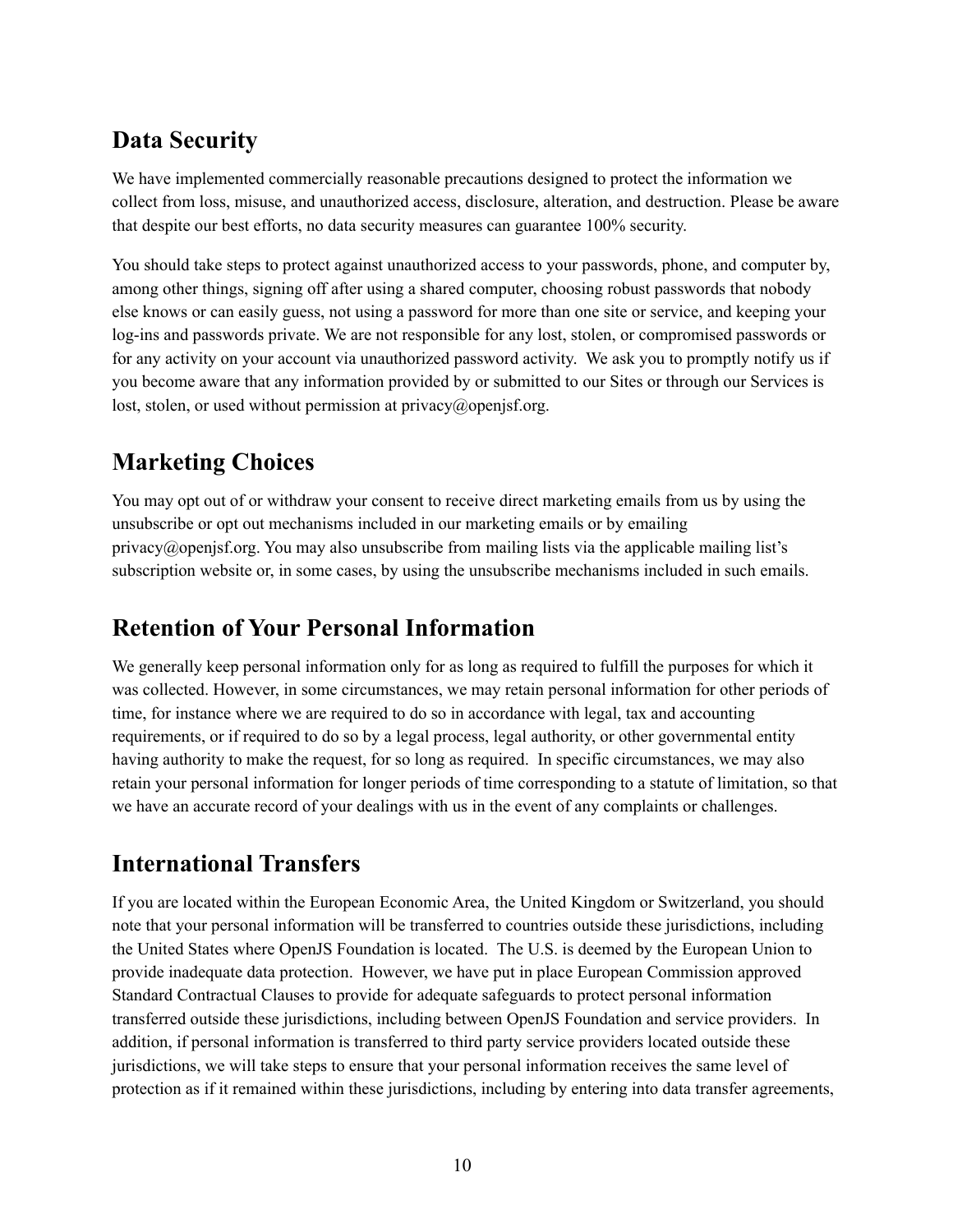## Data Security

We have implemented commercially reasonable precautions designed to protect the information we collect from loss, misuse, and unauthorized access, disclosure, alteration, and destruction. Please be aware that despite our best efforts, no data security measures can guarantee 100% security.

You should take steps to protect against unauthorized access to your passwords, phone, and computer by, among other things, signing off after using a shared computer, choosing robust passwords that nobody else knows or can easily guess, not using a password for more than one site or service, and keeping your log-ins and passwords private. We are not responsible for any lost, stolen, or compromised passwords or for any activity on your account via unauthorized password activity. We ask you to promptly notify us if you become aware that any information provided by or submitted to our Sites or through our Services is lost, stolen, or used without permission at privacy@openjsf.org.

## Marketing Choices

You may opt out of or withdraw your consent to receive direct marketing emails from us by using the unsubscribe or opt out mechanisms included in our marketing emails or by emailing privacy@openjsf.org. You may also unsubscribe from mailing lists via the applicable mailing list's subscription website or, in some cases, by using the unsubscribe mechanisms included in such emails.

## Retention of Your Personal Information

We generally keep personal information only for as long as required to fulfill the purposes for which it was collected. However, in some circumstances, we may retain personal information for other periods of time, for instance where we are required to do so in accordance with legal, tax and accounting requirements, or if required to do so by a legal process, legal authority, or other governmental entity having authority to make the request, for so long as required. In specific circumstances, we may also retain your personal information for longer periods of time corresponding to a statute of limitation, so that we have an accurate record of your dealings with us in the event of any complaints or challenges.

## International Transfers

If you are located within the European Economic Area, the United Kingdom or Switzerland, you should note that your personal information will be transferred to countries outside these jurisdictions, including the United States where OpenJS Foundation is located. The U.S. is deemed by the European Union to provide inadequate data protection. However, we have put in place European Commission approved Standard Contractual Clauses to provide for adequate safeguards to protect personal information transferred outside these jurisdictions, including between OpenJS Foundation and service providers. In addition, if personal information is transferred to third party service providers located outside these jurisdictions, we will take steps to ensure that your personal information receives the same level of protection as if it remained within these jurisdictions, including by entering into data transfer agreements,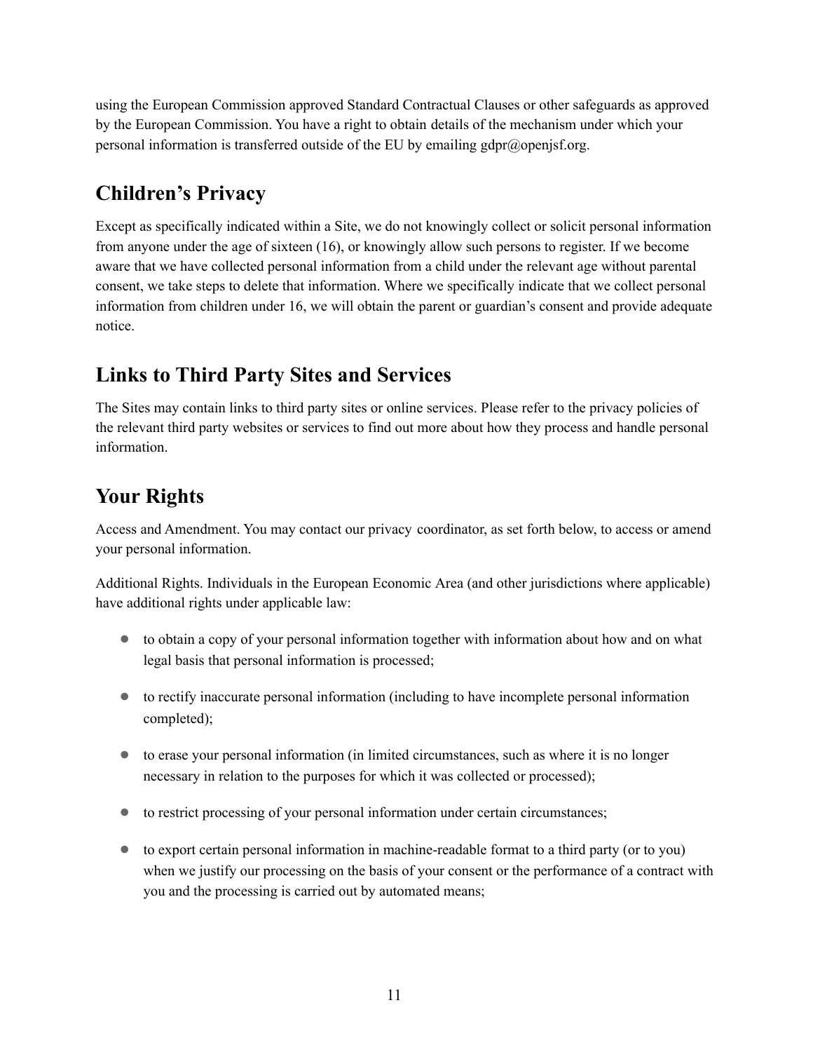using the European Commission approved Standard Contractual Clauses or other safeguards as approved by the European Commission. You have a right to obtain details of the mechanism under which your personal information is transferred outside of the EU by emailing gdpr@openjsf.org.

## Children's Privacy

Except as specifically indicated within a Site, we do not knowingly collect or solicit personal information from anyone under the age of sixteen (16), or knowingly allow such persons to register. If we become aware that we have collected personal information from a child under the relevant age without parental consent, we take steps to delete that information. Where we specifically indicate that we collect personal information from children under 16, we will obtain the parent or guardian's consent and provide adequate notice.

## Links to Third Party Sites and Services

The Sites may contain links to third party sites or online services. Please refer to the privacy policies of the relevant third party websites or services to find out more about how they process and handle personal information.

## Your Rights

Access and Amendment. You may contact our privacy coordinator, as set forth below, to access or amend your personal information.

Additional Rights. Individuals in the European Economic Area (and other jurisdictions where applicable) have additional rights under applicable law:

- to obtain a copy of your personal information together with information about how and on what legal basis that personal information is processed;
- to rectify inaccurate personal information (including to have incomplete personal information completed);
- to erase your personal information (in limited circumstances, such as where it is no longer necessary in relation to the purposes for which it was collected or processed);
- to restrict processing of your personal information under certain circumstances;
- to export certain personal information in machine-readable format to a third party (or to you) when we justify our processing on the basis of your consent or the performance of a contract with you and the processing is carried out by automated means;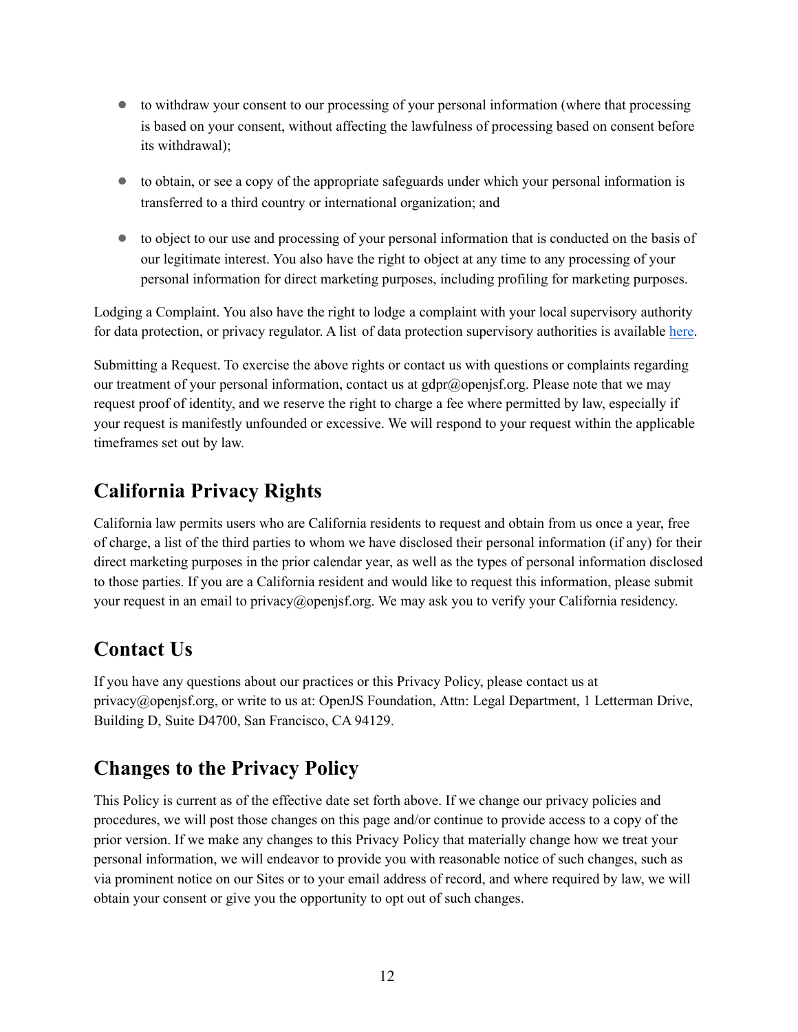- to withdraw your consent to our processing of your personal information (where that processing is based on your consent, without affecting the lawfulness of processing based on consent before its withdrawal);
- to obtain, or see a copy of the appropriate safeguards under which your personal information is transferred to a third country or international organization; and
- to object to our use and processing of your personal information that is conducted on the basis of our legitimate interest. You also have the right to object at any time to any processing of your personal information for direct marketing purposes, including profiling for marketing purposes.

Lodging a Complaint. You also have the right to lodge a complaint with your local supervisory authority for data protection, or privacy regulator. A list of data protection supervisory authorities is available here.

Submitting a Request. To exercise the above rights or contact us with questions or complaints regarding our treatment of your personal information, contact us at gdpr@openjsf.org. Please note that we may request proof of identity, and we reserve the right to charge a fee where permitted by law, especially if your request is manifestly unfounded or excessive. We will respond to your request within the applicable timeframes set out by law.

## California Privacy Rights

California law permits users who are California residents to request and obtain from us once a year, free of charge, a list of the third parties to whom we have disclosed their personal information (if any) for their direct marketing purposes in the prior calendar year, as well as the types of personal information disclosed to those parties. If you are a California resident and would like to request this information, please submit your request in an email to privacy@openjsf.org. We may ask you to verify your California residency.

## Contact Us

If you have any questions about our practices or this Privacy Policy, please contact us at privacy@openjsf.org, or write to us at: OpenJS Foundation, Attn: Legal Department, 1 Letterman Drive, Building D, Suite D4700, San Francisco, CA 94129.

## Changes to the Privacy Policy

This Policy is current as of the effective date set forth above. If we change our privacy policies and procedures, we will post those changes on this page and/or continue to provide access to a copy of the prior version. If we make any changes to this Privacy Policy that materially change how we treat your personal information, we will endeavor to provide you with reasonable notice of such changes, such as via prominent notice on our Sites or to your email address of record, and where required by law, we will obtain your consent or give you the opportunity to opt out of such changes.